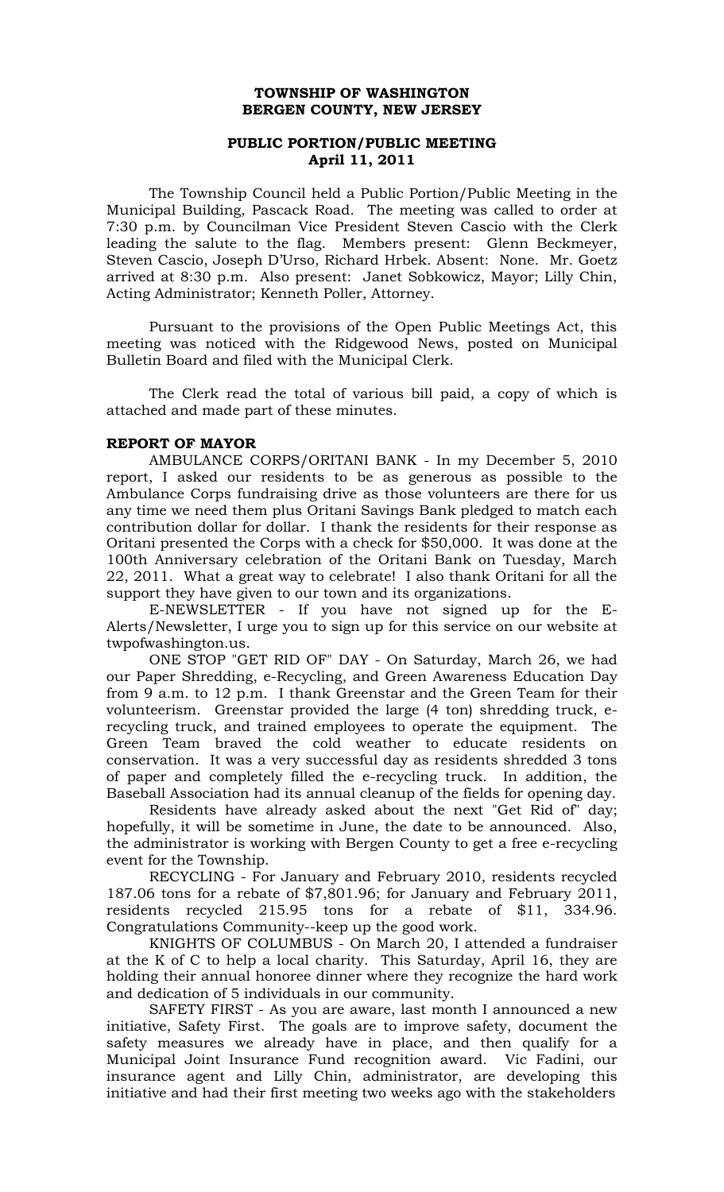**TOWNSHIP OF WASHINGTON**
**BERGEN COUNTY, NEW JERSEY**

**PUBLIC PORTION/PUBLIC MEETING**
**April 11, 2011**

The Township Council held a Public Portion/Public Meeting in the Municipal Building, Pascack Road. The meeting was called to order at 7:30 p.m. by Councilman Vice President Steven Cascio with the Clerk leading the salute to the flag. Members present: Glenn Beckmeyer, Steven Cascio, Joseph D'Urso, Richard Hrbek. Absent: None. Mr. Goetz arrived at 8:30 p.m. Also present: Janet Sobkowicz, Mayor; Lilly Chin, Acting Administrator; Kenneth Poller, Attorney.

Pursuant to the provisions of the Open Public Meetings Act, this meeting was noticed with the Ridgewood News, posted on Municipal Bulletin Board and filed with the Municipal Clerk.

The Clerk read the total of various bill paid, a copy of which is attached and made part of these minutes.

**REPORT OF MAYOR**

AMBULANCE CORPS/ORITANI BANK - In my December 5, 2010 report, I asked our residents to be as generous as possible to the Ambulance Corps fundraising drive as those volunteers are there for us any time we need them plus Oritani Savings Bank pledged to match each contribution dollar for dollar. I thank the residents for their response as Oritani presented the Corps with a check for $50,000. It was done at the 100th Anniversary celebration of the Oritani Bank on Tuesday, March 22, 2011. What a great way to celebrate! I also thank Oritani for all the support they have given to our town and its organizations.

E-NEWSLETTER - If you have not signed up for the E-Alerts/Newsletter, I urge you to sign up for this service on our website at twpofwashington.us.

ONE STOP "GET RID OF" DAY - On Saturday, March 26, we had our Paper Shredding, e-Recycling, and Green Awareness Education Day from 9 a.m. to 12 p.m. I thank Greenstar and the Green Team for their volunteerism. Greenstar provided the large (4 ton) shredding truck, e-recycling truck, and trained employees to operate the equipment. The Green Team braved the cold weather to educate residents on conservation. It was a very successful day as residents shredded 3 tons of paper and completely filled the e-recycling truck. In addition, the Baseball Association had its annual cleanup of the fields for opening day.

Residents have already asked about the next "Get Rid of" day; hopefully, it will be sometime in June, the date to be announced. Also, the administrator is working with Bergen County to get a free e-recycling event for the Township.

RECYCLING - For January and February 2010, residents recycled 187.06 tons for a rebate of $7,801.96; for January and February 2011, residents recycled 215.95 tons for a rebate of $11, 334.96. Congratulations Community--keep up the good work.

KNIGHTS OF COLUMBUS - On March 20, I attended a fundraiser at the K of C to help a local charity. This Saturday, April 16, they are holding their annual honoree dinner where they recognize the hard work and dedication of 5 individuals in our community.

SAFETY FIRST - As you are aware, last month I announced a new initiative, Safety First. The goals are to improve safety, document the safety measures we already have in place, and then qualify for a Municipal Joint Insurance Fund recognition award. Vic Fadini, our insurance agent and Lilly Chin, administrator, are developing this initiative and had their first meeting two weeks ago with the stakeholders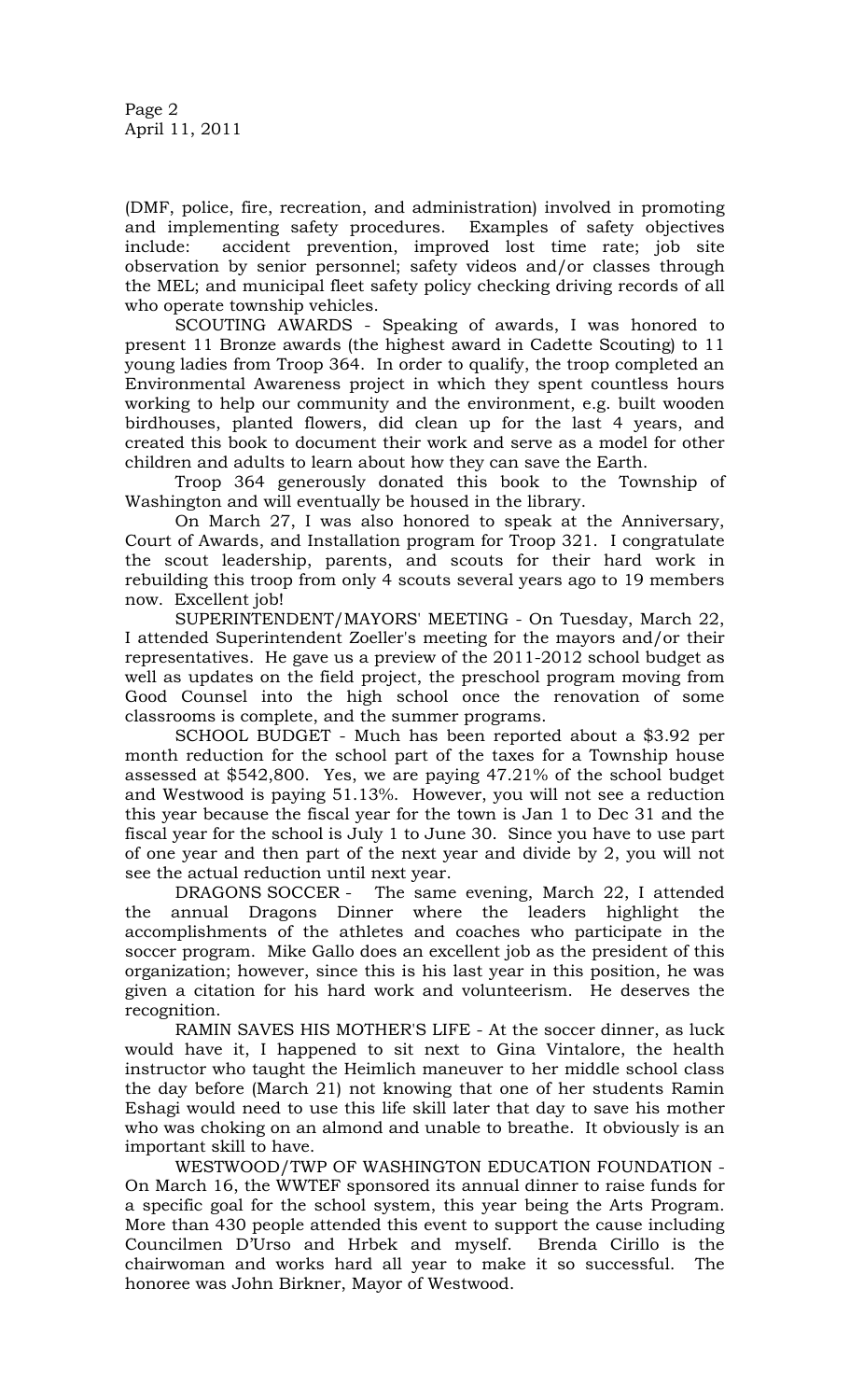(DMF, police, fire, recreation, and administration) involved in promoting and implementing safety procedures. Examples of safety objectives include: accident prevention, improved lost time rate; job site observation by senior personnel; safety videos and/or classes through the MEL; and municipal fleet safety policy checking driving records of all who operate township vehicles.

SCOUTING AWARDS - Speaking of awards, I was honored to present 11 Bronze awards (the highest award in Cadette Scouting) to 11 young ladies from Troop 364. In order to qualify, the troop completed an Environmental Awareness project in which they spent countless hours working to help our community and the environment, e.g. built wooden birdhouses, planted flowers, did clean up for the last 4 years, and created this book to document their work and serve as a model for other children and adults to learn about how they can save the Earth.

Troop 364 generously donated this book to the Township of Washington and will eventually be housed in the library.

On March 27, I was also honored to speak at the Anniversary, Court of Awards, and Installation program for Troop 321. I congratulate the scout leadership, parents, and scouts for their hard work in rebuilding this troop from only 4 scouts several years ago to 19 members now. Excellent job!

SUPERINTENDENT/MAYORS' MEETING - On Tuesday, March 22, I attended Superintendent Zoeller's meeting for the mayors and/or their representatives. He gave us a preview of the 2011-2012 school budget as well as updates on the field project, the preschool program moving from Good Counsel into the high school once the renovation of some classrooms is complete, and the summer programs.

SCHOOL BUDGET - Much has been reported about a $3.92 per month reduction for the school part of the taxes for a Township house assessed at $542,800. Yes, we are paying 47.21% of the school budget and Westwood is paying 51.13%. However, you will not see a reduction this year because the fiscal year for the town is Jan 1 to Dec 31 and the fiscal year for the school is July 1 to June 30. Since you have to use part of one year and then part of the next year and divide by 2, you will not see the actual reduction until next year.

DRAGONS SOCCER - The same evening, March 22, I attended the annual Dragons Dinner where the leaders highlight the accomplishments of the athletes and coaches who participate in the soccer program. Mike Gallo does an excellent job as the president of this organization; however, since this is his last year in this position, he was given a citation for his hard work and volunteerism. He deserves the recognition.

RAMIN SAVES HIS MOTHER'S LIFE - At the soccer dinner, as luck would have it, I happened to sit next to Gina Vintalore, the health instructor who taught the Heimlich maneuver to her middle school class the day before (March 21) not knowing that one of her students Ramin Eshagi would need to use this life skill later that day to save his mother who was choking on an almond and unable to breathe. It obviously is an important skill to have.

WESTWOOD/TWP OF WASHINGTON EDUCATION FOUNDATION - On March 16, the WWTEF sponsored its annual dinner to raise funds for a specific goal for the school system, this year being the Arts Program. More than 430 people attended this event to support the cause including Councilmen D'Urso and Hrbek and myself. Brenda Cirillo is the chairwoman and works hard all year to make it so successful. The honoree was John Birkner, Mayor of Westwood.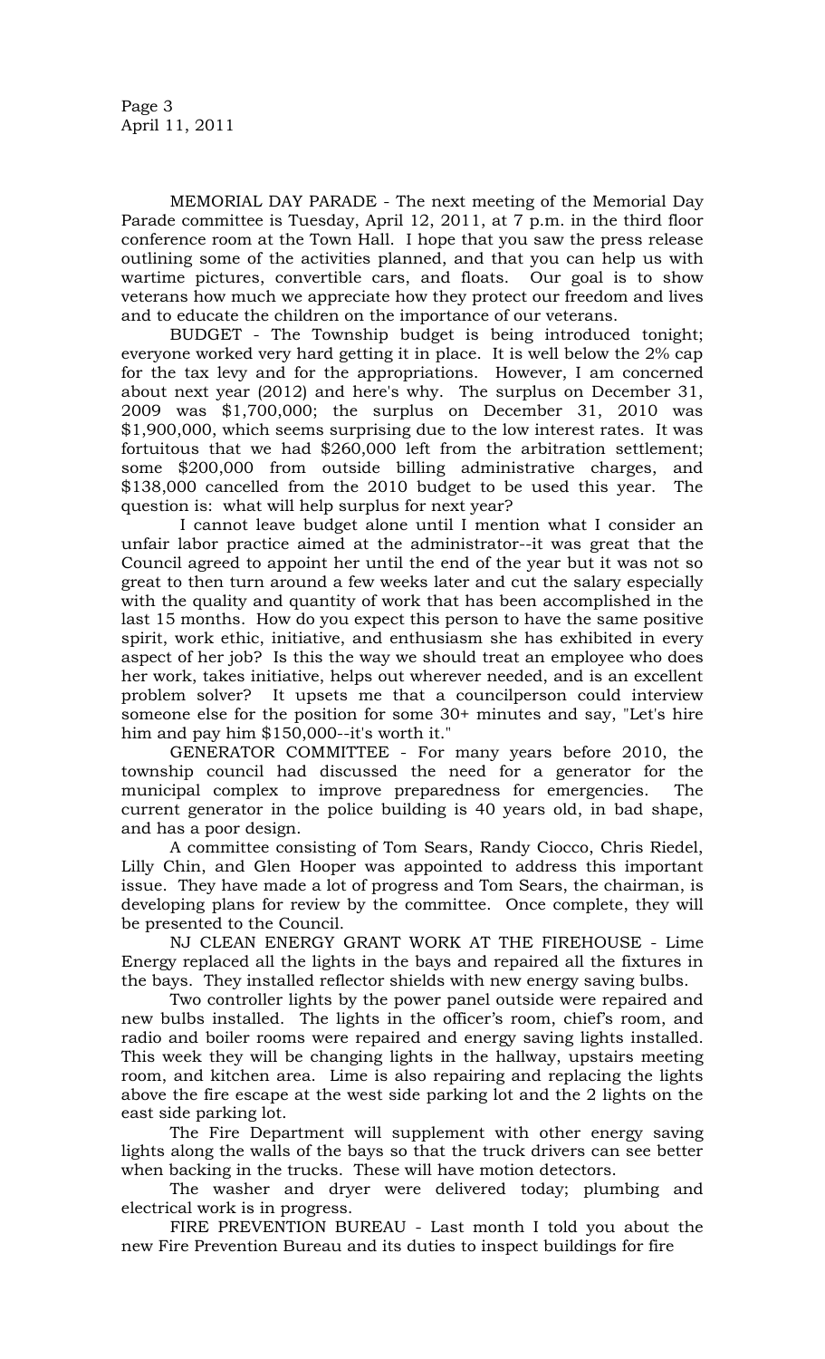MEMORIAL DAY PARADE - The next meeting of the Memorial Day Parade committee is Tuesday, April 12, 2011, at 7 p.m. in the third floor conference room at the Town Hall. I hope that you saw the press release outlining some of the activities planned, and that you can help us with wartime pictures, convertible cars, and floats. Our goal is to show veterans how much we appreciate how they protect our freedom and lives and to educate the children on the importance of our veterans.

BUDGET - The Township budget is being introduced tonight; everyone worked very hard getting it in place. It is well below the 2% cap for the tax levy and for the appropriations. However, I am concerned about next year (2012) and here's why. The surplus on December 31, 2009 was $1,700,000; the surplus on December 31, 2010 was $1,900,000, which seems surprising due to the low interest rates. It was fortuitous that we had $260,000 left from the arbitration settlement; some $200,000 from outside billing administrative charges, and $138,000 cancelled from the 2010 budget to be used this year. The question is: what will help surplus for next year?

I cannot leave budget alone until I mention what I consider an unfair labor practice aimed at the administrator--it was great that the Council agreed to appoint her until the end of the year but it was not so great to then turn around a few weeks later and cut the salary especially with the quality and quantity of work that has been accomplished in the last 15 months. How do you expect this person to have the same positive spirit, work ethic, initiative, and enthusiasm she has exhibited in every aspect of her job? Is this the way we should treat an employee who does her work, takes initiative, helps out wherever needed, and is an excellent problem solver? It upsets me that a councilperson could interview someone else for the position for some 30+ minutes and say, "Let's hire him and pay him $150,000--it's worth it."

GENERATOR COMMITTEE - For many years before 2010, the township council had discussed the need for a generator for the municipal complex to improve preparedness for emergencies. The current generator in the police building is 40 years old, in bad shape, and has a poor design.

A committee consisting of Tom Sears, Randy Ciocco, Chris Riedel, Lilly Chin, and Glen Hooper was appointed to address this important issue. They have made a lot of progress and Tom Sears, the chairman, is developing plans for review by the committee. Once complete, they will be presented to the Council.

NJ CLEAN ENERGY GRANT WORK AT THE FIREHOUSE - Lime Energy replaced all the lights in the bays and repaired all the fixtures in the bays. They installed reflector shields with new energy saving bulbs.

Two controller lights by the power panel outside were repaired and new bulbs installed. The lights in the officer's room, chief's room, and radio and boiler rooms were repaired and energy saving lights installed. This week they will be changing lights in the hallway, upstairs meeting room, and kitchen area. Lime is also repairing and replacing the lights above the fire escape at the west side parking lot and the 2 lights on the east side parking lot.

The Fire Department will supplement with other energy saving lights along the walls of the bays so that the truck drivers can see better when backing in the trucks. These will have motion detectors.

The washer and dryer were delivered today; plumbing and electrical work is in progress.

FIRE PREVENTION BUREAU - Last month I told you about the new Fire Prevention Bureau and its duties to inspect buildings for fire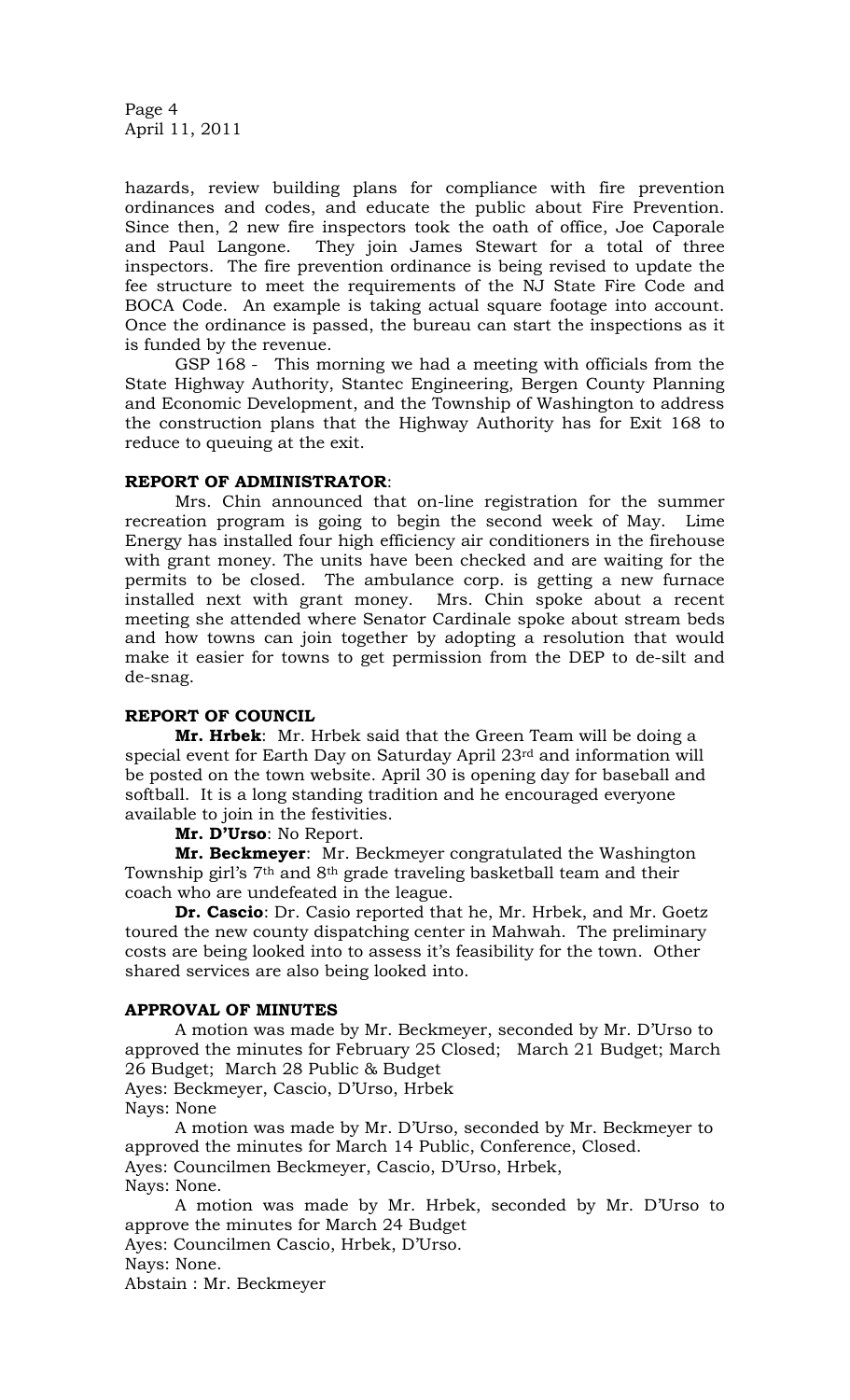hazards, review building plans for compliance with fire prevention ordinances and codes, and educate the public about Fire Prevention. Since then, 2 new fire inspectors took the oath of office, Joe Caporale and Paul Langone. They join James Stewart for a total of three inspectors. The fire prevention ordinance is being revised to update the fee structure to meet the requirements of the NJ State Fire Code and BOCA Code. An example is taking actual square footage into account. Once the ordinance is passed, the bureau can start the inspections as it is funded by the revenue.

GSP 168 - This morning we had a meeting with officials from the State Highway Authority, Stantec Engineering, Bergen County Planning and Economic Development, and the Township of Washington to address the construction plans that the Highway Authority has for Exit 168 to reduce to queuing at the exit.

**REPORT OF ADMINISTRATOR**:

Mrs. Chin announced that on-line registration for the summer recreation program is going to begin the second week of May. Lime Energy has installed four high efficiency air conditioners in the firehouse with grant money. The units have been checked and are waiting for the permits to be closed. The ambulance corp. is getting a new furnace installed next with grant money. Mrs. Chin spoke about a recent meeting she attended where Senator Cardinale spoke about stream beds and how towns can join together by adopting a resolution that would make it easier for towns to get permission from the DEP to de-silt and de-snag.

**REPORT OF COUNCIL**

**Mr. Hrbek**: Mr. Hrbek said that the Green Team will be doing a special event for Earth Day on Saturday April 23rd and information will be posted on the town website. April 30 is opening day for baseball and softball. It is a long standing tradition and he encouraged everyone available to join in the festivities.

**Mr. D'Urso**: No Report.

**Mr. Beckmeyer**: Mr. Beckmeyer congratulated the Washington Township girl's 7th and 8th grade traveling basketball team and their coach who are undefeated in the league.

**Dr. Cascio**: Dr. Casio reported that he, Mr. Hrbek, and Mr. Goetz toured the new county dispatching center in Mahwah. The preliminary costs are being looked into to assess it's feasibility for the town. Other shared services are also being looked into.

**APPROVAL OF MINUTES**

A motion was made by Mr. Beckmeyer, seconded by Mr. D'Urso to approved the minutes for February 25 Closed; March 21 Budget; March 26 Budget; March 28 Public & Budget

Ayes: Beckmeyer, Cascio, D'Urso, Hrbek

Nays: None

A motion was made by Mr. D'Urso, seconded by Mr. Beckmeyer to approved the minutes for March 14 Public, Conference, Closed.

Ayes: Councilmen Beckmeyer, Cascio, D'Urso, Hrbek,

Nays: None.

A motion was made by Mr. Hrbek, seconded by Mr. D'Urso to approve the minutes for March 24 Budget

Ayes: Councilmen Cascio, Hrbek, D'Urso.

Nays: None.

Abstain : Mr. Beckmeyer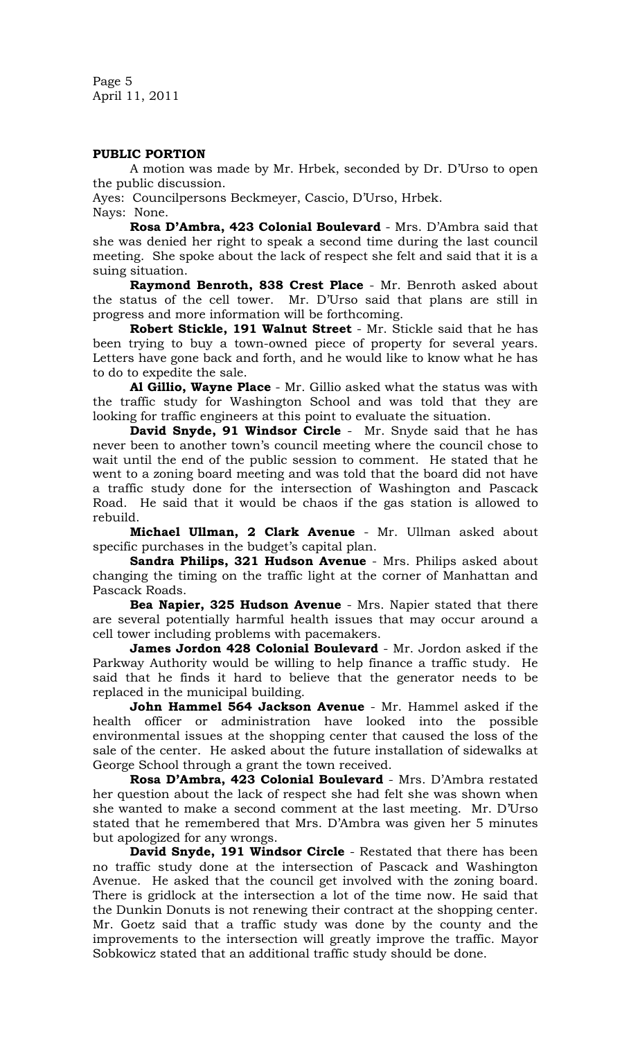## PUBLIC PORTION

A motion was made by Mr. Hrbek, seconded by Dr. D'Urso to open the public discussion.

Ayes: Councilpersons Beckmeyer, Cascio, D'Urso, Hrbek.
Nays: None.

**Rosa D'Ambra, 423 Colonial Boulevard** - Mrs. D'Ambra said that she was denied her right to speak a second time during the last council meeting. She spoke about the lack of respect she felt and said that it is a suing situation.

**Raymond Benroth, 838 Crest Place** - Mr. Benroth asked about the status of the cell tower. Mr. D'Urso said that plans are still in progress and more information will be forthcoming.

**Robert Stickle, 191 Walnut Street** - Mr. Stickle said that he has been trying to buy a town-owned piece of property for several years. Letters have gone back and forth, and he would like to know what he has to do to expedite the sale.

**Al Gillio, Wayne Place** - Mr. Gillio asked what the status was with the traffic study for Washington School and was told that they are looking for traffic engineers at this point to evaluate the situation.

**David Snyde, 91 Windsor Circle** - Mr. Snyde said that he has never been to another town's council meeting where the council chose to wait until the end of the public session to comment. He stated that he went to a zoning board meeting and was told that the board did not have a traffic study done for the intersection of Washington and Pascack Road. He said that it would be chaos if the gas station is allowed to rebuild.

**Michael Ullman, 2 Clark Avenue** - Mr. Ullman asked about specific purchases in the budget's capital plan.

**Sandra Philips, 321 Hudson Avenue** - Mrs. Philips asked about changing the timing on the traffic light at the corner of Manhattan and Pascack Roads.

**Bea Napier, 325 Hudson Avenue** - Mrs. Napier stated that there are several potentially harmful health issues that may occur around a cell tower including problems with pacemakers.

**James Jordon 428 Colonial Boulevard** - Mr. Jordon asked if the Parkway Authority would be willing to help finance a traffic study. He said that he finds it hard to believe that the generator needs to be replaced in the municipal building.

**John Hammel 564 Jackson Avenue** - Mr. Hammel asked if the health officer or administration have looked into the possible environmental issues at the shopping center that caused the loss of the sale of the center. He asked about the future installation of sidewalks at George School through a grant the town received.

**Rosa D'Ambra, 423 Colonial Boulevard** - Mrs. D'Ambra restated her question about the lack of respect she had felt she was shown when she wanted to make a second comment at the last meeting. Mr. D'Urso stated that he remembered that Mrs. D'Ambra was given her 5 minutes but apologized for any wrongs.

**David Snyde, 191 Windsor Circle** - Restated that there has been no traffic study done at the intersection of Pascack and Washington Avenue. He asked that the council get involved with the zoning board. There is gridlock at the intersection a lot of the time now. He said that the Dunkin Donuts is not renewing their contract at the shopping center. Mr. Goetz said that a traffic study was done by the county and the improvements to the intersection will greatly improve the traffic. Mayor Sobkowicz stated that an additional traffic study should be done.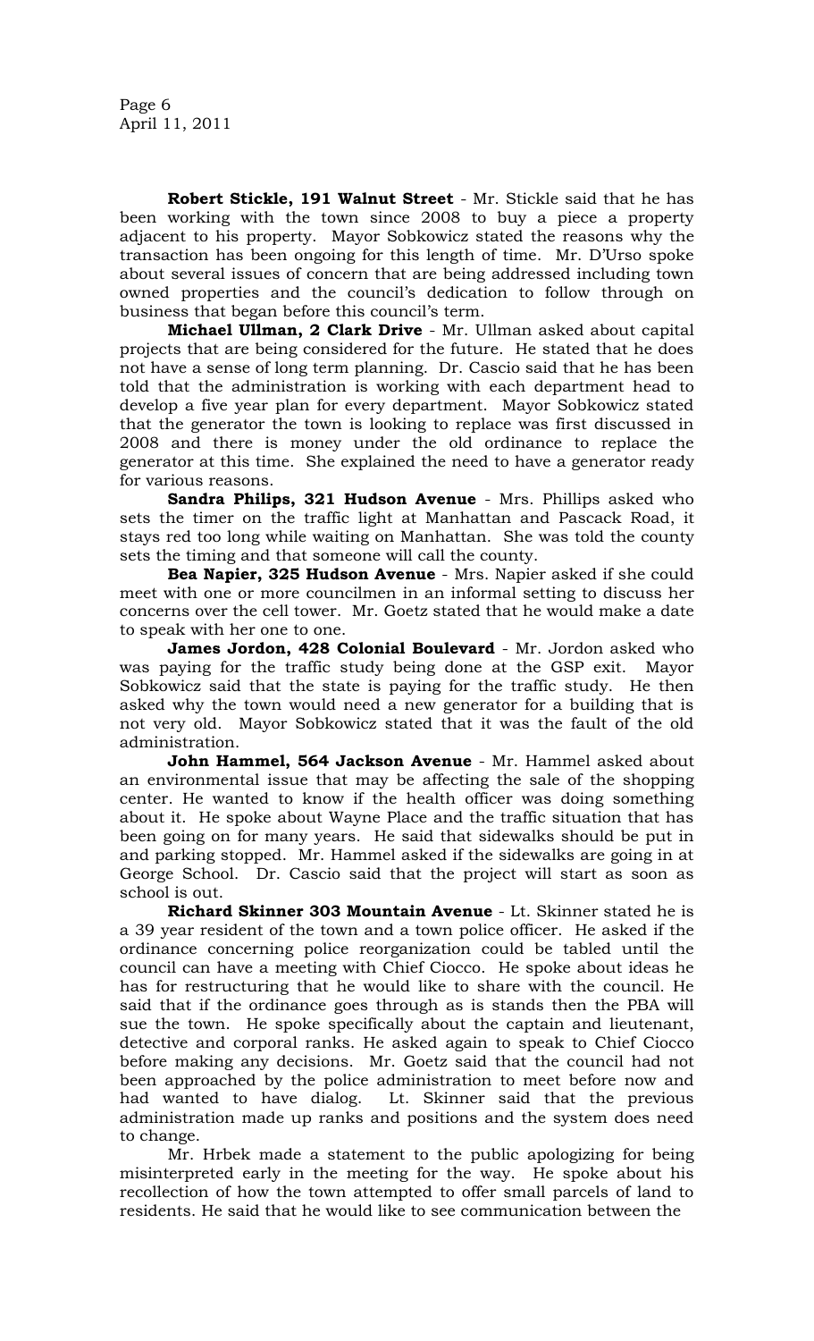**Robert Stickle, 191 Walnut Street** - Mr. Stickle said that he has been working with the town since 2008 to buy a piece a property adjacent to his property. Mayor Sobkowicz stated the reasons why the transaction has been ongoing for this length of time. Mr. D'Urso spoke about several issues of concern that are being addressed including town owned properties and the council's dedication to follow through on business that began before this council's term.

**Michael Ullman, 2 Clark Drive** - Mr. Ullman asked about capital projects that are being considered for the future. He stated that he does not have a sense of long term planning. Dr. Cascio said that he has been told that the administration is working with each department head to develop a five year plan for every department. Mayor Sobkowicz stated that the generator the town is looking to replace was first discussed in 2008 and there is money under the old ordinance to replace the generator at this time. She explained the need to have a generator ready for various reasons.

**Sandra Philips, 321 Hudson Avenue** - Mrs. Phillips asked who sets the timer on the traffic light at Manhattan and Pascack Road, it stays red too long while waiting on Manhattan. She was told the county sets the timing and that someone will call the county.

**Bea Napier, 325 Hudson Avenue** - Mrs. Napier asked if she could meet with one or more councilmen in an informal setting to discuss her concerns over the cell tower. Mr. Goetz stated that he would make a date to speak with her one to one.

**James Jordon, 428 Colonial Boulevard** - Mr. Jordon asked who was paying for the traffic study being done at the GSP exit. Mayor Sobkowicz said that the state is paying for the traffic study. He then asked why the town would need a new generator for a building that is not very old. Mayor Sobkowicz stated that it was the fault of the old administration.

**John Hammel, 564 Jackson Avenue** - Mr. Hammel asked about an environmental issue that may be affecting the sale of the shopping center. He wanted to know if the health officer was doing something about it. He spoke about Wayne Place and the traffic situation that has been going on for many years. He said that sidewalks should be put in and parking stopped. Mr. Hammel asked if the sidewalks are going in at George School. Dr. Cascio said that the project will start as soon as school is out.

**Richard Skinner 303 Mountain Avenue** - Lt. Skinner stated he is a 39 year resident of the town and a town police officer. He asked if the ordinance concerning police reorganization could be tabled until the council can have a meeting with Chief Ciocco. He spoke about ideas he has for restructuring that he would like to share with the council. He said that if the ordinance goes through as is stands then the PBA will sue the town. He spoke specifically about the captain and lieutenant, detective and corporal ranks. He asked again to speak to Chief Ciocco before making any decisions. Mr. Goetz said that the council had not been approached by the police administration to meet before now and had wanted to have dialog. Lt. Skinner said that the previous administration made up ranks and positions and the system does need to change.

Mr. Hrbek made a statement to the public apologizing for being misinterpreted early in the meeting for the way. He spoke about his recollection of how the town attempted to offer small parcels of land to residents. He said that he would like to see communication between the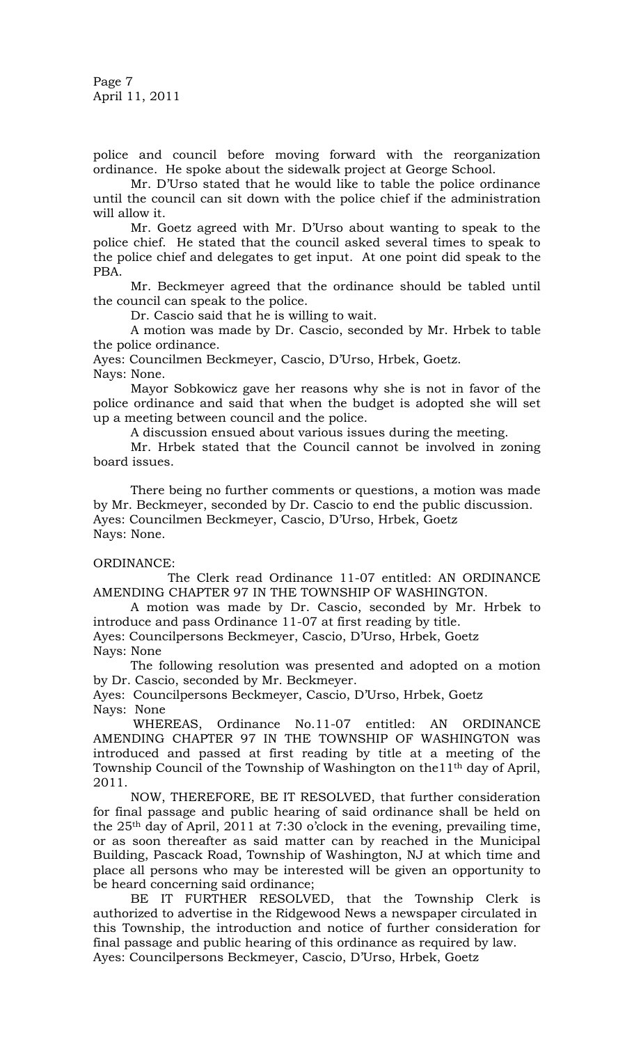police and council before moving forward with the reorganization ordinance. He spoke about the sidewalk project at George School.

Mr. D'Urso stated that he would like to table the police ordinance until the council can sit down with the police chief if the administration will allow it.

Mr. Goetz agreed with Mr. D'Urso about wanting to speak to the police chief. He stated that the council asked several times to speak to the police chief and delegates to get input. At one point did speak to the PBA.

Mr. Beckmeyer agreed that the ordinance should be tabled until the council can speak to the police.

Dr. Cascio said that he is willing to wait.

A motion was made by Dr. Cascio, seconded by Mr. Hrbek to table the police ordinance.

Ayes: Councilmen Beckmeyer, Cascio, D'Urso, Hrbek, Goetz.
Nays: None.

Mayor Sobkowicz gave her reasons why she is not in favor of the police ordinance and said that when the budget is adopted she will set up a meeting between council and the police.

A discussion ensued about various issues during the meeting.

Mr. Hrbek stated that the Council cannot be involved in zoning board issues.

There being no further comments or questions, a motion was made by Mr. Beckmeyer, seconded by Dr. Cascio to end the public discussion.
Ayes: Councilmen Beckmeyer, Cascio, D'Urso, Hrbek, Goetz
Nays: None.

ORDINANCE:

The Clerk read Ordinance 11-07 entitled: AN ORDINANCE AMENDING CHAPTER 97 IN THE TOWNSHIP OF WASHINGTON.

A motion was made by Dr. Cascio, seconded by Mr. Hrbek to introduce and pass Ordinance 11-07 at first reading by title.
Ayes: Councilpersons Beckmeyer, Cascio, D'Urso, Hrbek, Goetz
Nays: None

The following resolution was presented and adopted on a motion by Dr. Cascio, seconded by Mr. Beckmeyer.
Ayes: Councilpersons Beckmeyer, Cascio, D'Urso, Hrbek, Goetz
Nays: None

WHEREAS, Ordinance No.11-07 entitled: AN ORDINANCE AMENDING CHAPTER 97 IN THE TOWNSHIP OF WASHINGTON was introduced and passed at first reading by title at a meeting of the Township Council of the Township of Washington on the11th day of April, 2011.

NOW, THEREFORE, BE IT RESOLVED, that further consideration for final passage and public hearing of said ordinance shall be held on the 25th day of April, 2011 at 7:30 o'clock in the evening, prevailing time, or as soon thereafter as said matter can by reached in the Municipal Building, Pascack Road, Township of Washington, NJ at which time and place all persons who may be interested will be given an opportunity to be heard concerning said ordinance;

BE IT FURTHER RESOLVED, that the Township Clerk is authorized to advertise in the Ridgewood News a newspaper circulated in this Township, the introduction and notice of further consideration for final passage and public hearing of this ordinance as required by law.
Ayes: Councilpersons Beckmeyer, Cascio, D'Urso, Hrbek, Goetz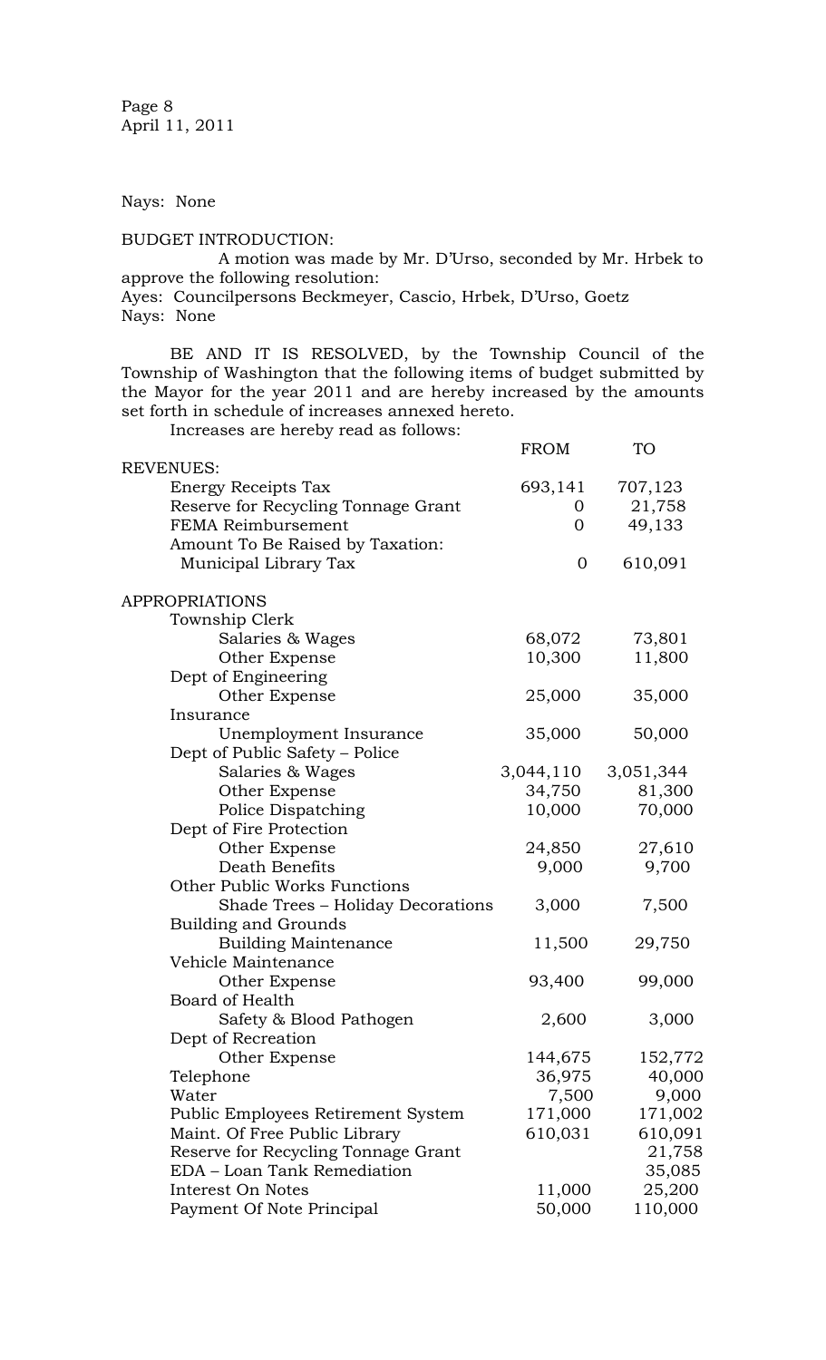Nays: None

BUDGET INTRODUCTION:

A motion was made by Mr. D'Urso, seconded by Mr. Hrbek to approve the following resolution:

Ayes: Councilpersons Beckmeyer, Cascio, Hrbek, D'Urso, Goetz
Nays: None

BE AND IT IS RESOLVED, by the Township Council of the Township of Washington that the following items of budget submitted by the Mayor for the year 2011 and are hereby increased by the amounts set forth in schedule of increases annexed hereto.

Increases are hereby read as follows:

| | FROM | TO |
|---|---|---|
| REVENUES: | | |
| Energy Receipts Tax | 693,141 | 707,123 |
| Reserve for Recycling Tonnage Grant | 0 | 21,758 |
| FEMA Reimbursement | 0 | 49,133 |
| Amount To Be Raised by Taxation: | | |
| Municipal Library Tax | 0 | 610,091 |
| | | |
| APPROPRIATIONS | | |
| Township Clerk | | |
| Salaries & Wages | 68,072 | 73,801 |
| Other Expense | 10,300 | 11,800 |
| Dept of Engineering | | |
| Other Expense | 25,000 | 35,000 |
| Insurance | | |
| Unemployment Insurance | 35,000 | 50,000 |
| Dept of Public Safety – Police | | |
| Salaries & Wages | 3,044,110 | 3,051,344 |
| Other Expense | 34,750 | 81,300 |
| Police Dispatching | 10,000 | 70,000 |
| Dept of Fire Protection | | |
| Other Expense | 24,850 | 27,610 |
| Death Benefits | 9,000 | 9,700 |
| Other Public Works Functions | | |
| Shade Trees – Holiday Decorations | 3,000 | 7,500 |
| Building and Grounds | | |
| Building Maintenance | 11,500 | 29,750 |
| Vehicle Maintenance | | |
| Other Expense | 93,400 | 99,000 |
| Board of Health | | |
| Safety & Blood Pathogen | 2,600 | 3,000 |
| Dept of Recreation | | |
| Other Expense | 144,675 | 152,772 |
| Telephone | 36,975 | 40,000 |
| Water | 7,500 | 9,000 |
| Public Employees Retirement System | 171,000 | 171,002 |
| Maint. Of Free Public Library | 610,031 | 610,091 |
| Reserve for Recycling Tonnage Grant | | 21,758 |
| EDA – Loan Tank Remediation | | 35,085 |
| Interest On Notes | 11,000 | 25,200 |
| Payment Of Note Principal | 50,000 | 110,000 |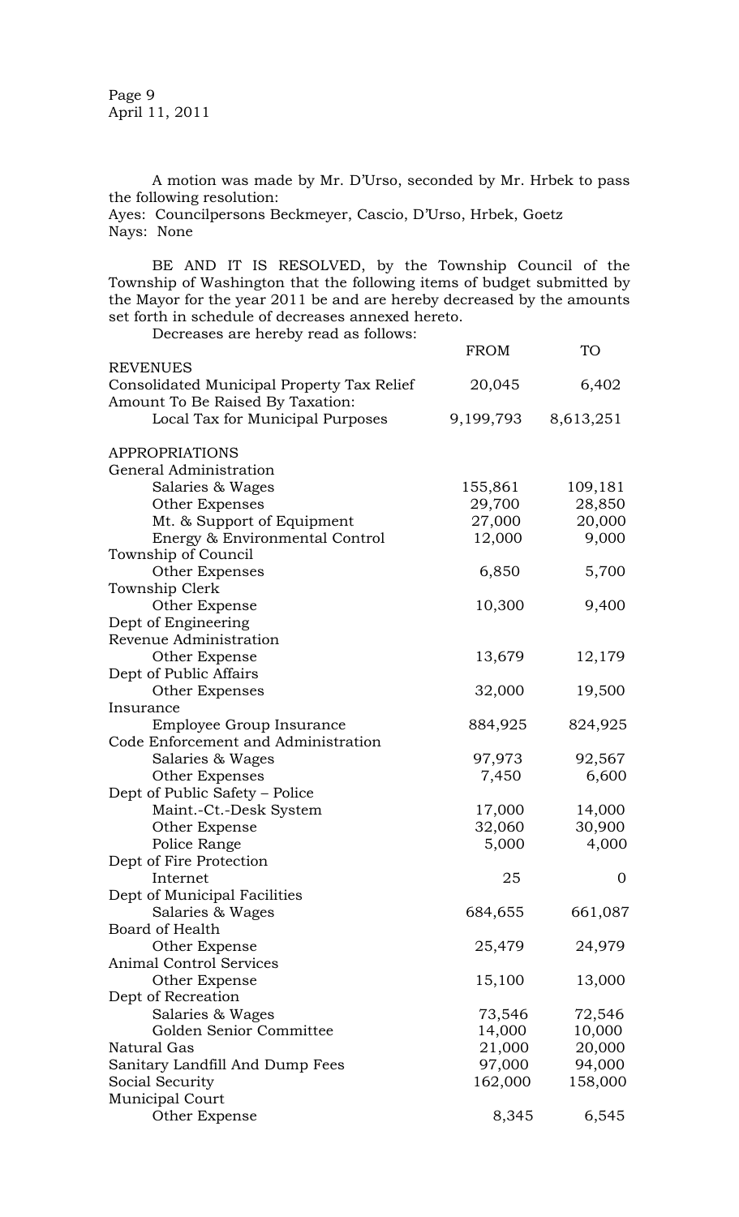A motion was made by Mr. D'Urso, seconded by Mr. Hrbek to pass the following resolution:
Ayes: Councilpersons Beckmeyer, Cascio, D'Urso, Hrbek, Goetz
Nays: None

BE AND IT IS RESOLVED, by the Township Council of the Township of Washington that the following items of budget submitted by the Mayor for the year 2011 be and are hereby decreased by the amounts set forth in schedule of decreases annexed hereto.

Decreases are hereby read as follows:

| | FROM | TO |
|---|---|---|
| REVENUES | | |
| Consolidated Municipal Property Tax Relief | 20,045 | 6,402 |
| Amount To Be Raised By Taxation: | | |
| Local Tax for Municipal Purposes | 9,199,793 | 8,613,251 |
| | | |
| APPROPRIATIONS | | |
| General Administration | | |
| Salaries & Wages | 155,861 | 109,181 |
| Other Expenses | 29,700 | 28,850 |
| Mt. & Support of Equipment | 27,000 | 20,000 |
| Energy & Environmental Control | 12,000 | 9,000 |
| Township of Council | | |
| Other Expenses | 6,850 | 5,700 |
| Township Clerk | | |
| Other Expense | 10,300 | 9,400 |
| Dept of Engineering | | |
| Revenue Administration | | |
| Other Expense | 13,679 | 12,179 |
| Dept of Public Affairs | | |
| Other Expenses | 32,000 | 19,500 |
| Insurance | | |
| Employee Group Insurance | 884,925 | 824,925 |
| Code Enforcement and Administration | | |
| Salaries & Wages | 97,973 | 92,567 |
| Other Expenses | 7,450 | 6,600 |
| Dept of Public Safety – Police | | |
| Maint.-Ct.-Desk System | 17,000 | 14,000 |
| Other Expense | 32,060 | 30,900 |
| Police Range | 5,000 | 4,000 |
| Dept of Fire Protection | | |
| Internet | 25 | 0 |
| Dept of Municipal Facilities | | |
| Salaries & Wages | 684,655 | 661,087 |
| Board of Health | | |
| Other Expense | 25,479 | 24,979 |
| Animal Control Services | | |
| Other Expense | 15,100 | 13,000 |
| Dept of Recreation | | |
| Salaries & Wages | 73,546 | 72,546 |
| Golden Senior Committee | 14,000 | 10,000 |
| Natural Gas | 21,000 | 20,000 |
| Sanitary Landfill And Dump Fees | 97,000 | 94,000 |
| Social Security | 162,000 | 158,000 |
| Municipal Court | | |
| Other Expense | 8,345 | 6,545 |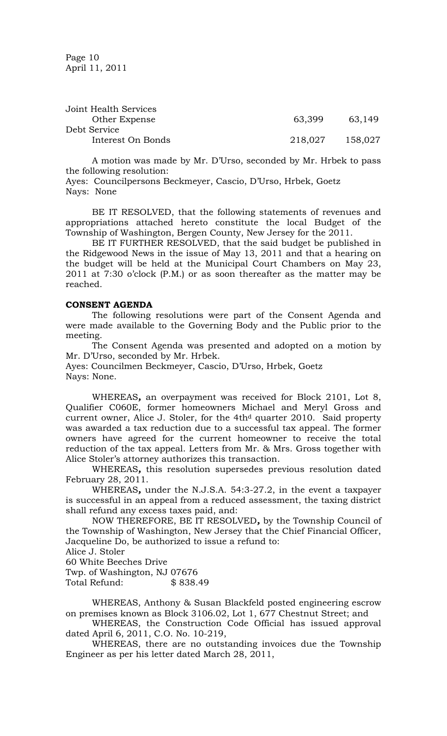| | | |
|---|---|---|
| Joint Health Services | | |
| Other Expense | 63,399 | 63,149 |
| Debt Service | | |
| Interest On Bonds | 218,027 | 158,027 |

A motion was made by Mr. D'Urso, seconded by Mr. Hrbek to pass the following resolution:
Ayes: Councilpersons Beckmeyer, Cascio, D'Urso, Hrbek, Goetz
Nays: None

BE IT RESOLVED, that the following statements of revenues and appropriations attached hereto constitute the local Budget of the Township of Washington, Bergen County, New Jersey for the 2011.

BE IT FURTHER RESOLVED, that the said budget be published in the Ridgewood News in the issue of May 13, 2011 and that a hearing on the budget will be held at the Municipal Court Chambers on May 23, 2011 at 7:30 o'clock (P.M.) or as soon thereafter as the matter may be reached.

**CONSENT AGENDA**

The following resolutions were part of the Consent Agenda and were made available to the Governing Body and the Public prior to the meeting.

The Consent Agenda was presented and adopted on a motion by Mr. D'Urso, seconded by Mr. Hrbek.
Ayes: Councilmen Beckmeyer, Cascio, D'Urso, Hrbek, Goetz
Nays: None.

WHEREAS**,** an overpayment was received for Block 2101, Lot 8, Qualifier C060E, former homeowners Michael and Meryl Gross and current owner, Alice J. Stoler, for the 4thd quarter 2010. Said property was awarded a tax reduction due to a successful tax appeal. The former owners have agreed for the current homeowner to receive the total reduction of the tax appeal. Letters from Mr. & Mrs. Gross together with Alice Stoler's attorney authorizes this transaction.

WHEREAS**,** this resolution supersedes previous resolution dated February 28, 2011.

WHEREAS**,** under the N.J.S.A. 54:3-27.2, in the event a taxpayer is successful in an appeal from a reduced assessment, the taxing district shall refund any excess taxes paid, and:

NOW THEREFORE, BE IT RESOLVED**,** by the Township Council of the Township of Washington, New Jersey that the Chief Financial Officer, Jacqueline Do, be authorized to issue a refund to:

Alice J. Stoler
60 White Beeches Drive
Twp. of Washington, NJ 07676
Total Refund: $ 838.49

WHEREAS, Anthony & Susan Blackfeld posted engineering escrow on premises known as Block 3106.02, Lot 1, 677 Chestnut Street; and

WHEREAS, the Construction Code Official has issued approval dated April 6, 2011, C.O. No. 10-219,

WHEREAS, there are no outstanding invoices due the Township Engineer as per his letter dated March 28, 2011,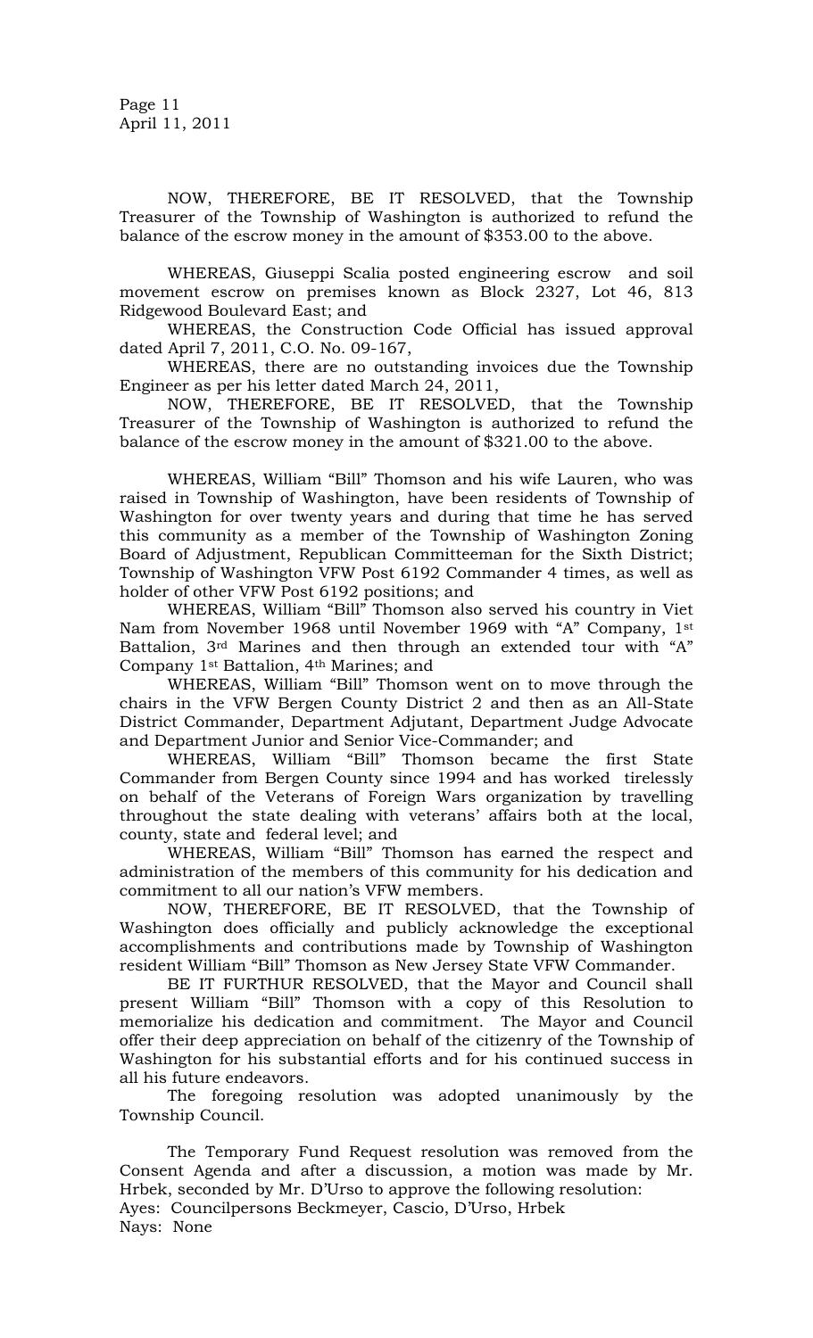NOW, THEREFORE, BE IT RESOLVED, that the Township Treasurer of the Township of Washington is authorized to refund the balance of the escrow money in the amount of $353.00 to the above.

WHEREAS, Giuseppi Scalia posted engineering escrow and soil movement escrow on premises known as Block 2327, Lot 46, 813 Ridgewood Boulevard East; and

WHEREAS, the Construction Code Official has issued approval dated April 7, 2011, C.O. No. 09-167,

WHEREAS, there are no outstanding invoices due the Township Engineer as per his letter dated March 24, 2011,

NOW, THEREFORE, BE IT RESOLVED, that the Township Treasurer of the Township of Washington is authorized to refund the balance of the escrow money in the amount of $321.00 to the above.

WHEREAS, William "Bill" Thomson and his wife Lauren, who was raised in Township of Washington, have been residents of Township of Washington for over twenty years and during that time he has served this community as a member of the Township of Washington Zoning Board of Adjustment, Republican Committeeman for the Sixth District; Township of Washington VFW Post 6192 Commander 4 times, as well as holder of other VFW Post 6192 positions; and

WHEREAS, William "Bill" Thomson also served his country in Viet Nam from November 1968 until November 1969 with "A" Company, 1st Battalion, 3rd Marines and then through an extended tour with "A" Company 1st Battalion, 4th Marines; and

WHEREAS, William "Bill" Thomson went on to move through the chairs in the VFW Bergen County District 2 and then as an All-State District Commander, Department Adjutant, Department Judge Advocate and Department Junior and Senior Vice-Commander; and

WHEREAS, William "Bill" Thomson became the first State Commander from Bergen County since 1994 and has worked tirelessly on behalf of the Veterans of Foreign Wars organization by travelling throughout the state dealing with veterans' affairs both at the local, county, state and federal level; and

WHEREAS, William "Bill" Thomson has earned the respect and administration of the members of this community for his dedication and commitment to all our nation's VFW members.

NOW, THEREFORE, BE IT RESOLVED, that the Township of Washington does officially and publicly acknowledge the exceptional accomplishments and contributions made by Township of Washington resident William "Bill" Thomson as New Jersey State VFW Commander.

BE IT FURTHUR RESOLVED, that the Mayor and Council shall present William "Bill" Thomson with a copy of this Resolution to memorialize his dedication and commitment. The Mayor and Council offer their deep appreciation on behalf of the citizenry of the Township of Washington for his substantial efforts and for his continued success in all his future endeavors.

The foregoing resolution was adopted unanimously by the Township Council.

The Temporary Fund Request resolution was removed from the Consent Agenda and after a discussion, a motion was made by Mr. Hrbek, seconded by Mr. D'Urso to approve the following resolution:

Ayes: Councilpersons Beckmeyer, Cascio, D'Urso, Hrbek

Nays: None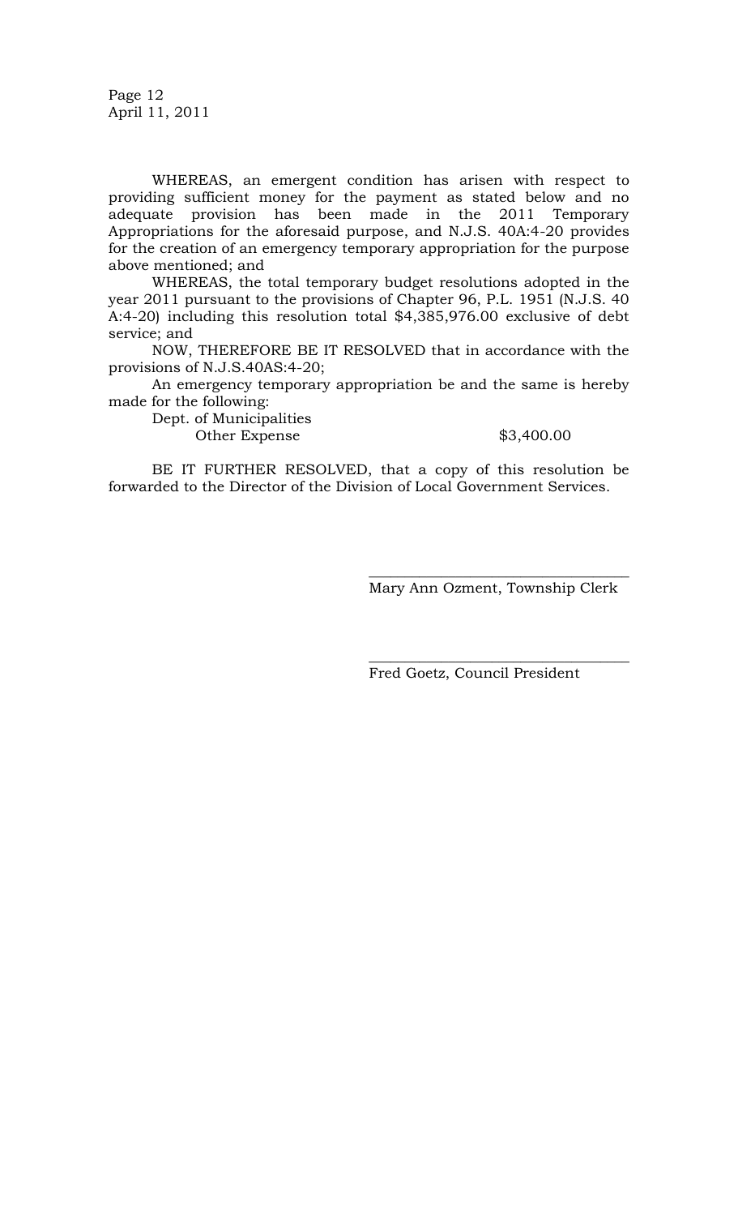WHEREAS, an emergent condition has arisen with respect to providing sufficient money for the payment as stated below and no adequate provision has been made in the 2011 Temporary Appropriations for the aforesaid purpose, and N.J.S. 40A:4-20 provides for the creation of an emergency temporary appropriation for the purpose above mentioned; and

WHEREAS, the total temporary budget resolutions adopted in the year 2011 pursuant to the provisions of Chapter 96, P.L. 1951 (N.J.S. 40 A:4-20) including this resolution total $4,385,976.00 exclusive of debt service; and

NOW, THEREFORE BE IT RESOLVED that in accordance with the provisions of N.J.S.40AS:4-20;

An emergency temporary appropriation be and the same is hereby made for the following:

Dept. of Municipalities
Other Expense $3,400.00

BE IT FURTHER RESOLVED, that a copy of this resolution be forwarded to the Director of the Division of Local Government Services.

\_\_\_\_\_\_\_\_\_\_\_\_\_\_\_\_\_\_\_\_\_\_\_\_\_\_\_\_\_\_\_\_\_\_
Mary Ann Ozment, Township Clerk

\_\_\_\_\_\_\_\_\_\_\_\_\_\_\_\_\_\_\_\_\_\_\_\_\_\_\_\_\_\_\_\_\_\_
Fred Goetz, Council President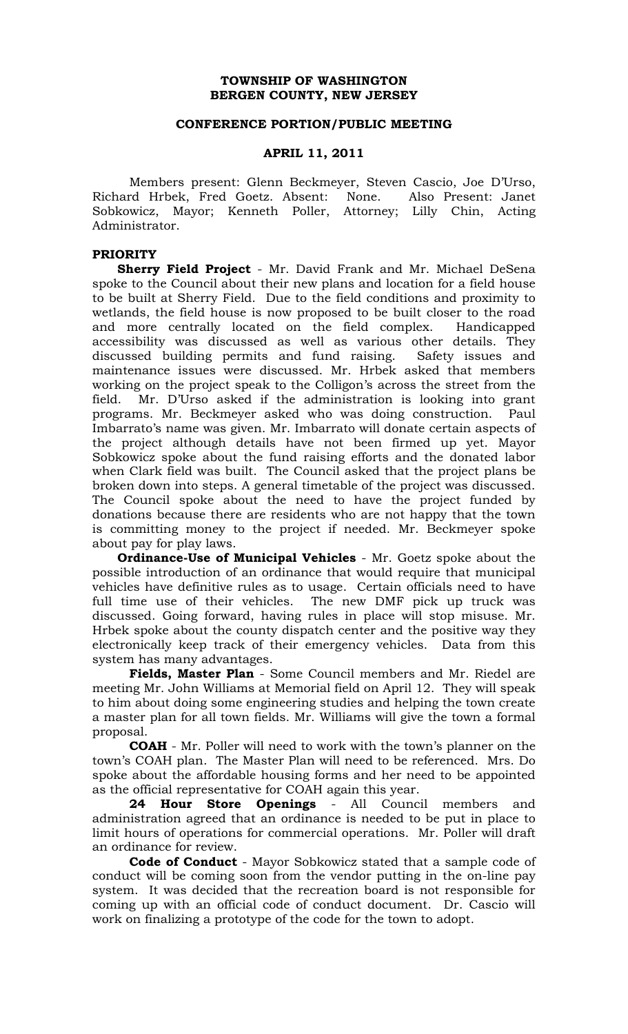**TOWNSHIP OF WASHINGTON**
**BERGEN COUNTY, NEW JERSEY**

**CONFERENCE PORTION/PUBLIC MEETING**

**APRIL 11, 2011**

Members present: Glenn Beckmeyer, Steven Cascio, Joe D'Urso, Richard Hrbek, Fred Goetz. Absent: None. Also Present: Janet Sobkowicz, Mayor; Kenneth Poller, Attorney; Lilly Chin, Acting Administrator.

**PRIORITY**

**Sherry Field Project** - Mr. David Frank and Mr. Michael DeSena spoke to the Council about their new plans and location for a field house to be built at Sherry Field. Due to the field conditions and proximity to wetlands, the field house is now proposed to be built closer to the road and more centrally located on the field complex. Handicapped accessibility was discussed as well as various other details. They discussed building permits and fund raising. Safety issues and maintenance issues were discussed. Mr. Hrbek asked that members working on the project speak to the Colligon's across the street from the field. Mr. D'Urso asked if the administration is looking into grant programs. Mr. Beckmeyer asked who was doing construction. Paul Imbarrato's name was given. Mr. Imbarrato will donate certain aspects of the project although details have not been firmed up yet. Mayor Sobkowicz spoke about the fund raising efforts and the donated labor when Clark field was built. The Council asked that the project plans be broken down into steps. A general timetable of the project was discussed. The Council spoke about the need to have the project funded by donations because there are residents who are not happy that the town is committing money to the project if needed. Mr. Beckmeyer spoke about pay for play laws.

**Ordinance-Use of Municipal Vehicles** - Mr. Goetz spoke about the possible introduction of an ordinance that would require that municipal vehicles have definitive rules as to usage. Certain officials need to have full time use of their vehicles. The new DMF pick up truck was discussed. Going forward, having rules in place will stop misuse. Mr. Hrbek spoke about the county dispatch center and the positive way they electronically keep track of their emergency vehicles. Data from this system has many advantages.

**Fields, Master Plan** - Some Council members and Mr. Riedel are meeting Mr. John Williams at Memorial field on April 12. They will speak to him about doing some engineering studies and helping the town create a master plan for all town fields. Mr. Williams will give the town a formal proposal.

**COAH** - Mr. Poller will need to work with the town's planner on the town's COAH plan. The Master Plan will need to be referenced. Mrs. Do spoke about the affordable housing forms and her need to be appointed as the official representative for COAH again this year.

**24 Hour Store Openings** - All Council members and administration agreed that an ordinance is needed to be put in place to limit hours of operations for commercial operations. Mr. Poller will draft an ordinance for review.

**Code of Conduct** - Mayor Sobkowicz stated that a sample code of conduct will be coming soon from the vendor putting in the on-line pay system. It was decided that the recreation board is not responsible for coming up with an official code of conduct document. Dr. Cascio will work on finalizing a prototype of the code for the town to adopt.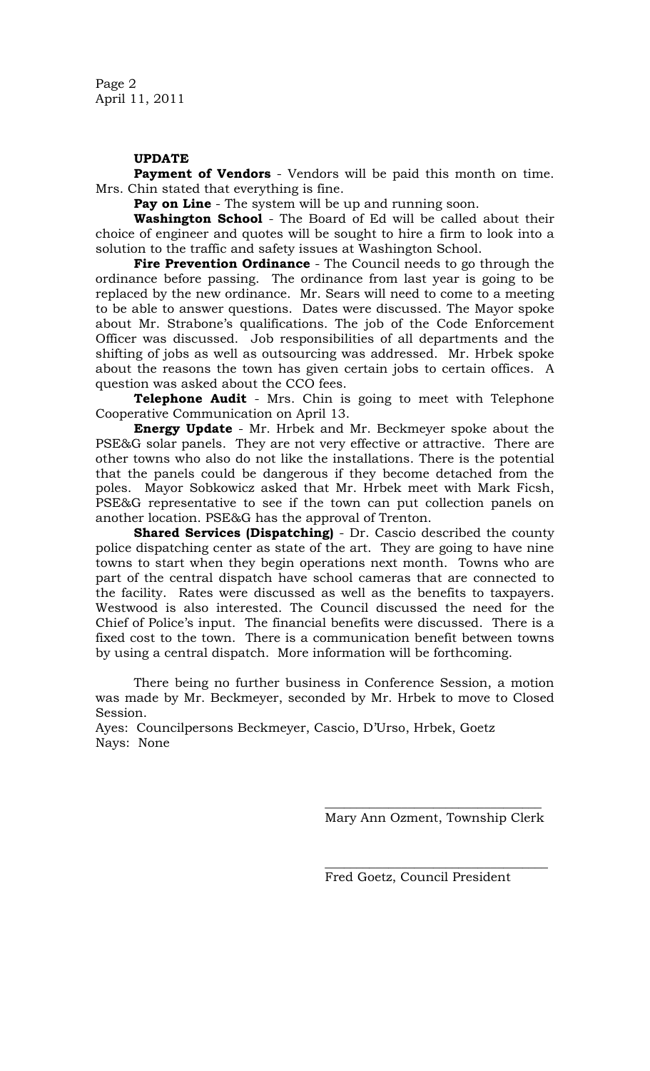**UPDATE**

**Payment of Vendors** - Vendors will be paid this month on time. Mrs. Chin stated that everything is fine.

**Pay on Line** - The system will be up and running soon.

**Washington School** - The Board of Ed will be called about their choice of engineer and quotes will be sought to hire a firm to look into a solution to the traffic and safety issues at Washington School.

**Fire Prevention Ordinance** - The Council needs to go through the ordinance before passing. The ordinance from last year is going to be replaced by the new ordinance. Mr. Sears will need to come to a meeting to be able to answer questions. Dates were discussed. The Mayor spoke about Mr. Strabone's qualifications. The job of the Code Enforcement Officer was discussed. Job responsibilities of all departments and the shifting of jobs as well as outsourcing was addressed. Mr. Hrbek spoke about the reasons the town has given certain jobs to certain offices. A question was asked about the CCO fees.

**Telephone Audit** - Mrs. Chin is going to meet with Telephone Cooperative Communication on April 13.

**Energy Update** - Mr. Hrbek and Mr. Beckmeyer spoke about the PSE&G solar panels. They are not very effective or attractive. There are other towns who also do not like the installations. There is the potential that the panels could be dangerous if they become detached from the poles. Mayor Sobkowicz asked that Mr. Hrbek meet with Mark Ficsh, PSE&G representative to see if the town can put collection panels on another location. PSE&G has the approval of Trenton.

**Shared Services (Dispatching)** - Dr. Cascio described the county police dispatching center as state of the art. They are going to have nine towns to start when they begin operations next month. Towns who are part of the central dispatch have school cameras that are connected to the facility. Rates were discussed as well as the benefits to taxpayers. Westwood is also interested. The Council discussed the need for the Chief of Police's input. The financial benefits were discussed. There is a fixed cost to the town. There is a communication benefit between towns by using a central dispatch. More information will be forthcoming.

There being no further business in Conference Session, a motion was made by Mr. Beckmeyer, seconded by Mr. Hrbek to move to Closed Session.

Ayes: Councilpersons Beckmeyer, Cascio, D'Urso, Hrbek, Goetz
Nays: None

\_\_\_\_\_\_\_\_\_\_\_\_\_\_\_\_\_\_\_\_\_\_\_\_\_\_\_\_\_\_\_\_
Mary Ann Ozment, Township Clerk

\_\_\_\_\_\_\_\_\_\_\_\_\_\_\_\_\_\_\_\_\_\_\_\_\_\_\_\_\_\_\_\_
Fred Goetz, Council President